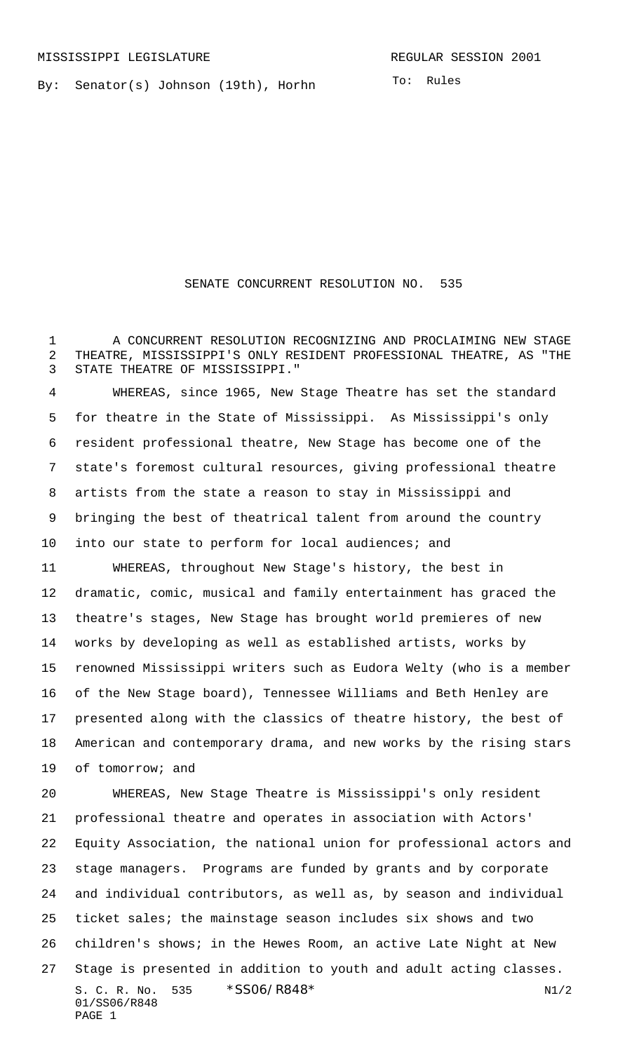MISSISSIPPI LEGISLATURE

REGULAR SESSION 2001

By: Senator(s) Johnson (19th), Horhn

To: Rules

# SENATE CONCURRENT RESOLUTION NO. 535

A CONCURRENT RESOLUTION RECOGNIZING AND PROCLAIMING NEW STAGE THEATRE, MISSISSIPPI'S ONLY RESIDENT PROFESSIONAL THEATRE, AS "THE STATE THEATRE OF MISSISSIPPI."

WHEREAS, since 1965, New Stage Theatre has set the standard for theatre in the State of Mississippi. As Mississippi's only resident professional theatre, New Stage has become one of the state's foremost cultural resources, giving professional theatre artists from the state a reason to stay in Mississippi and bringing the best of theatrical talent from around the country into our state to perform for local audiences; and

WHEREAS, throughout New Stage's history, the best in dramatic, comic, musical and family entertainment has graced the theatre's stages, New Stage has brought world premieres of new works by developing as well as established artists, works by renowned Mississippi writers such as Eudora Welty (who is a member of the New Stage board), Tennessee Williams and Beth Henley are presented along with the classics of theatre history, the best of American and contemporary drama, and new works by the rising stars of tomorrow; and

WHEREAS, New Stage Theatre is Mississippi's only resident professional theatre and operates in association with Actors' Equity Association, the national union for professional actors and stage managers. Programs are funded by grants and by corporate and individual contributors, as well as, by season and individual ticket sales; the mainstage season includes six shows and two children's shows; in the Hewes Room, an active Late Night at New Stage is presented in addition to youth and adult acting classes.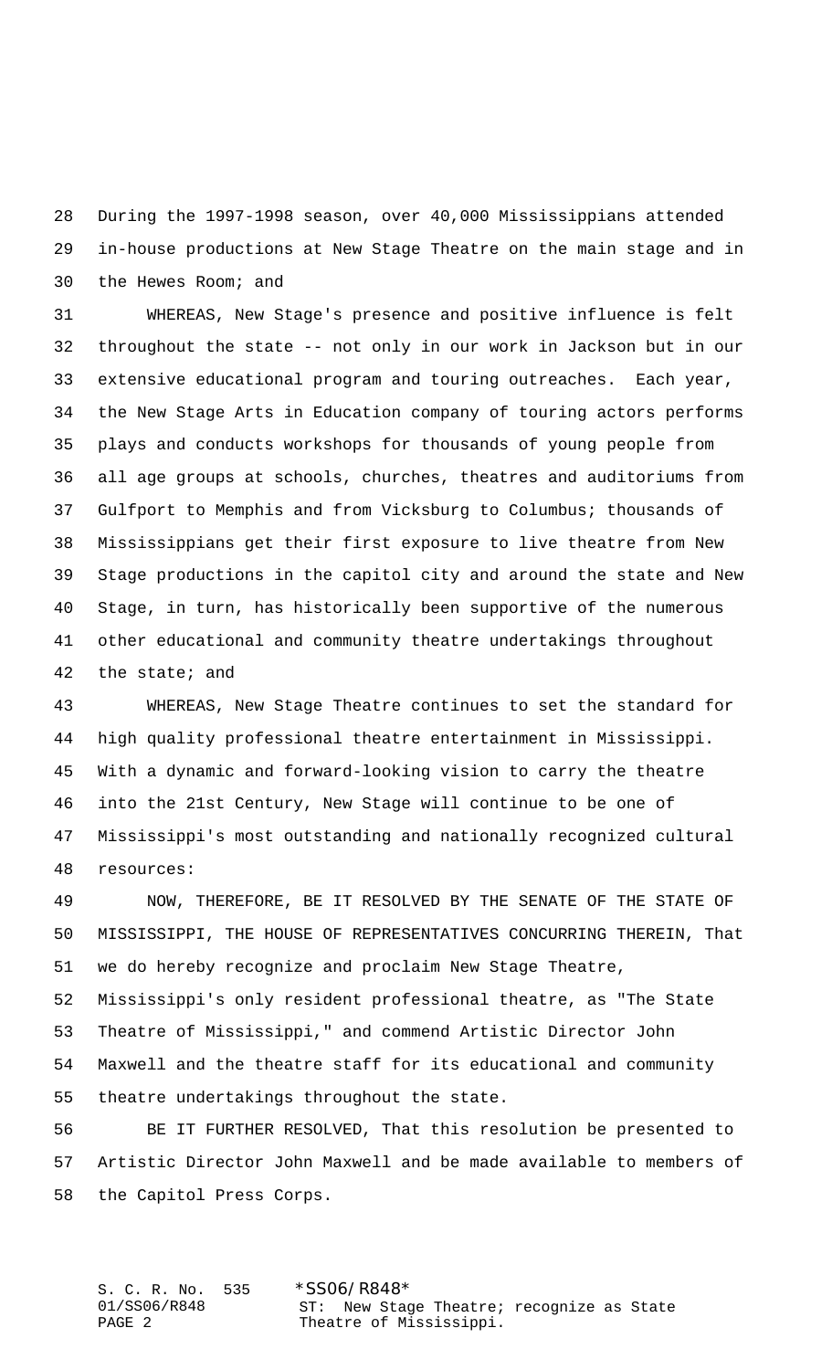During the 1997-1998 season, over 40,000 Mississippians attended in-house productions at New Stage Theatre on the main stage and in the Hewes Room; and

WHEREAS, New Stage's presence and positive influence is felt throughout the state -- not only in our work in Jackson but in our extensive educational program and touring outreaches. Each year, the New Stage Arts in Education company of touring actors performs plays and conducts workshops for thousands of young people from all age groups at schools, churches, theatres and auditoriums from Gulfport to Memphis and from Vicksburg to Columbus; thousands of Mississippians get their first exposure to live theatre from New Stage productions in the capitol city and around the state and New Stage, in turn, has historically been supportive of the numerous other educational and community theatre undertakings throughout the state; and

WHEREAS, New Stage Theatre continues to set the standard for high quality professional theatre entertainment in Mississippi. With a dynamic and forward-looking vision to carry the theatre into the 21st Century, New Stage will continue to be one of Mississippi's most outstanding and nationally recognized cultural resources:

NOW, THEREFORE, BE IT RESOLVED BY THE SENATE OF THE STATE OF MISSISSIPPI, THE HOUSE OF REPRESENTATIVES CONCURRING THEREIN, That we do hereby recognize and proclaim New Stage Theatre, Mississippi's only resident professional theatre, as "The State Theatre of Mississippi," and commend Artistic Director John Maxwell and the theatre staff for its educational and community theatre undertakings throughout the state.

BE IT FURTHER RESOLVED, That this resolution be presented to Artistic Director John Maxwell and be made available to members of the Capitol Press Corps.

S. C. R. No. 535 *SS06/R848*
01/SS06/R848
ST: New Stage Theatre; recognize as State Theatre of Mississippi.